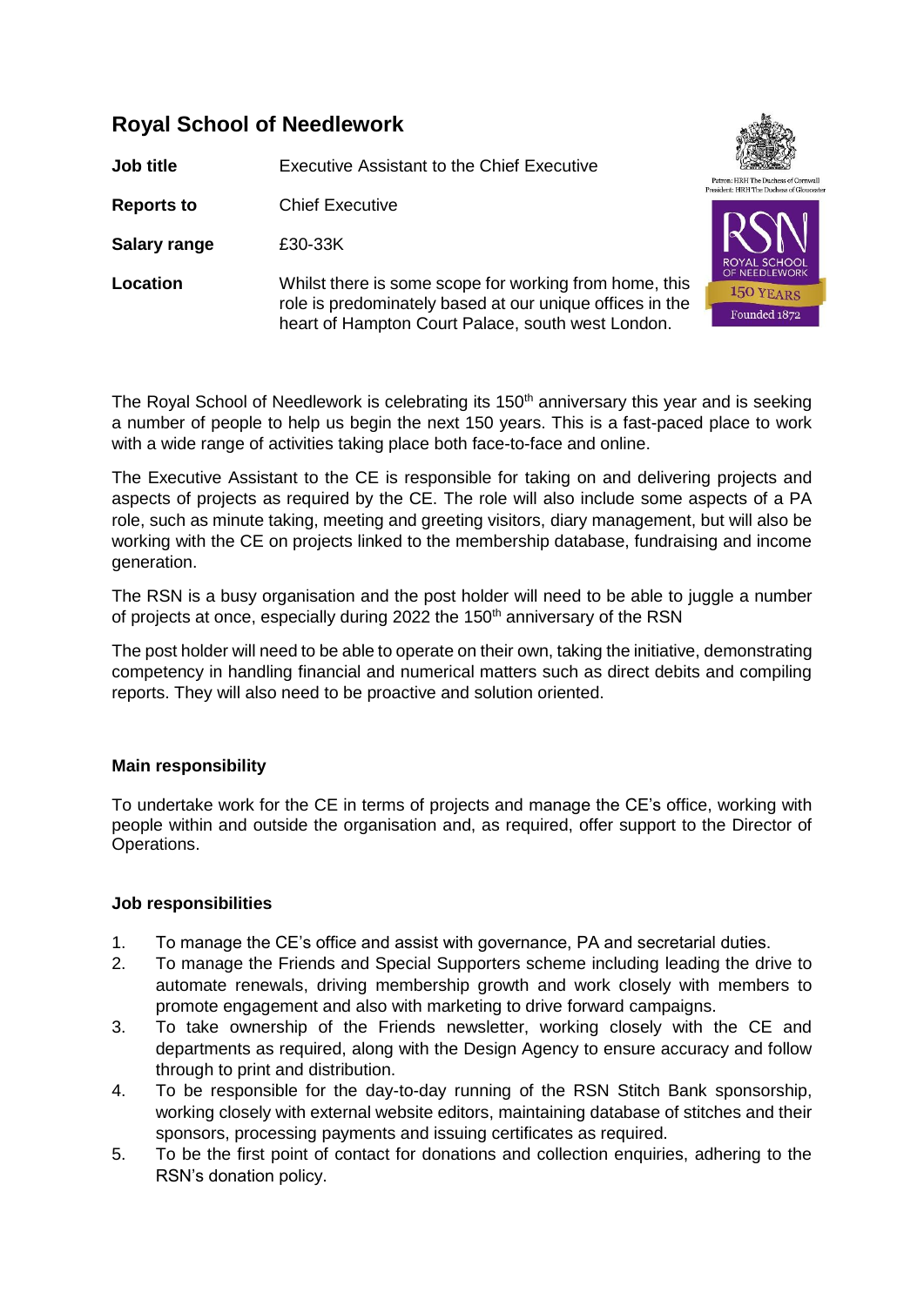# Royal School of Needlework

**Job title** Executive Assistant to the Chief Executive

**Reports to** Chief Executive

**Salary range** £30-33K

**Location** Whilst there is some scope for working from home, this role is predominately based at our unique offices in the heart of Hampton Court Palace, south west London.

The Royal School of Needlework is celebrating its 150th anniversary this year and is seeking a number of people to help us begin the next 150 years. This is a fast-paced place to work with a wide range of activities taking place both face-to-face and online.

The Executive Assistant to the CE is responsible for taking on and delivering projects and aspects of projects as required by the CE. The role will also include some aspects of a PA role, such as minute taking, meeting and greeting visitors, diary management, but will also be working with the CE on projects linked to the membership database, fundraising and income generation.

The RSN is a busy organisation and the post holder will need to be able to juggle a number of projects at once, especially during 2022 the 150th anniversary of the RSN

The post holder will need to be able to operate on their own, taking the initiative, demonstrating competency in handling financial and numerical matters such as direct debits and compiling reports. They will also need to be proactive and solution oriented.

### Main responsibility

To undertake work for the CE in terms of projects and manage the CE's office, working with people within and outside the organisation and, as required, offer support to the Director of Operations.

### Job responsibilities

1. To manage the CE's office and assist with governance, PA and secretarial duties.
2. To manage the Friends and Special Supporters scheme including leading the drive to automate renewals, driving membership growth and work closely with members to promote engagement and also with marketing to drive forward campaigns.
3. To take ownership of the Friends newsletter, working closely with the CE and departments as required, along with the Design Agency to ensure accuracy and follow through to print and distribution.
4. To be responsible for the day-to-day running of the RSN Stitch Bank sponsorship, working closely with external website editors, maintaining database of stitches and their sponsors, processing payments and issuing certificates as required.
5. To be the first point of contact for donations and collection enquiries, adhering to the RSN's donation policy.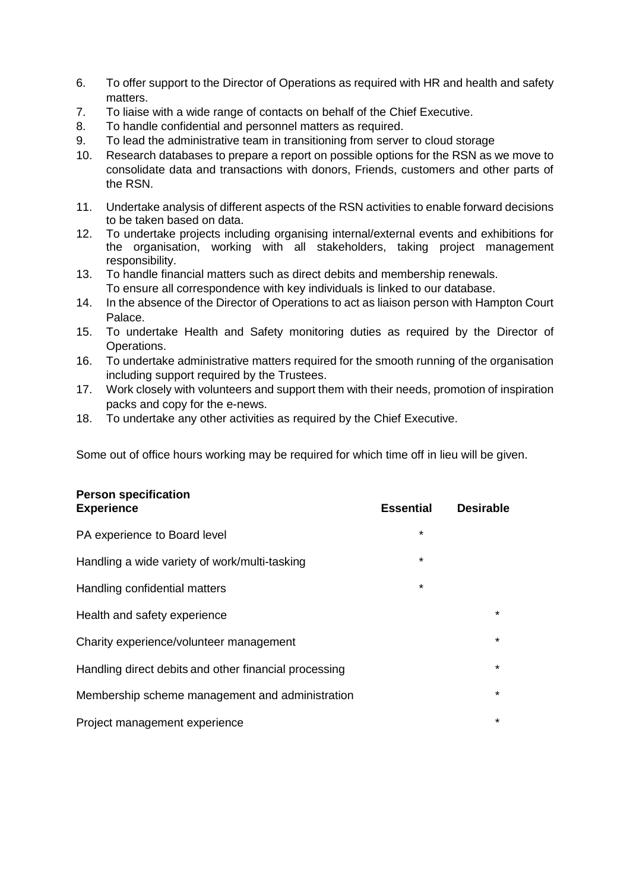6. To offer support to the Director of Operations as required with HR and health and safety matters.
7. To liaise with a wide range of contacts on behalf of the Chief Executive.
8. To handle confidential and personnel matters as required.
9. To lead the administrative team in transitioning from server to cloud storage
10. Research databases to prepare a report on possible options for the RSN as we move to consolidate data and transactions with donors, Friends, customers and other parts of the RSN.
11. Undertake analysis of different aspects of the RSN activities to enable forward decisions to be taken based on data.
12. To undertake projects including organising internal/external events and exhibitions for the organisation, working with all stakeholders, taking project management responsibility.
13. To handle financial matters such as direct debits and membership renewals. To ensure all correspondence with key individuals is linked to our database.
14. In the absence of the Director of Operations to act as liaison person with Hampton Court Palace.
15. To undertake Health and Safety monitoring duties as required by the Director of Operations.
16. To undertake administrative matters required for the smooth running of the organisation including support required by the Trustees.
17. Work closely with volunteers and support them with their needs, promotion of inspiration packs and copy for the e-news.
18. To undertake any other activities as required by the Chief Executive.

Some out of office hours working may be required for which time off in lieu will be given.

**Person specification**

| **Experience** | **Essential** | **Desirable** |
|---|---|---|
| PA experience to Board level | * | |
| Handling a wide variety of work/multi-tasking | * | |
| Handling confidential matters | * | |
| Health and safety experience | | * |
| Charity experience/volunteer management | | * |
| Handling direct debits and other financial processing | | * |
| Membership scheme management and administration | | * |
| Project management experience | | * |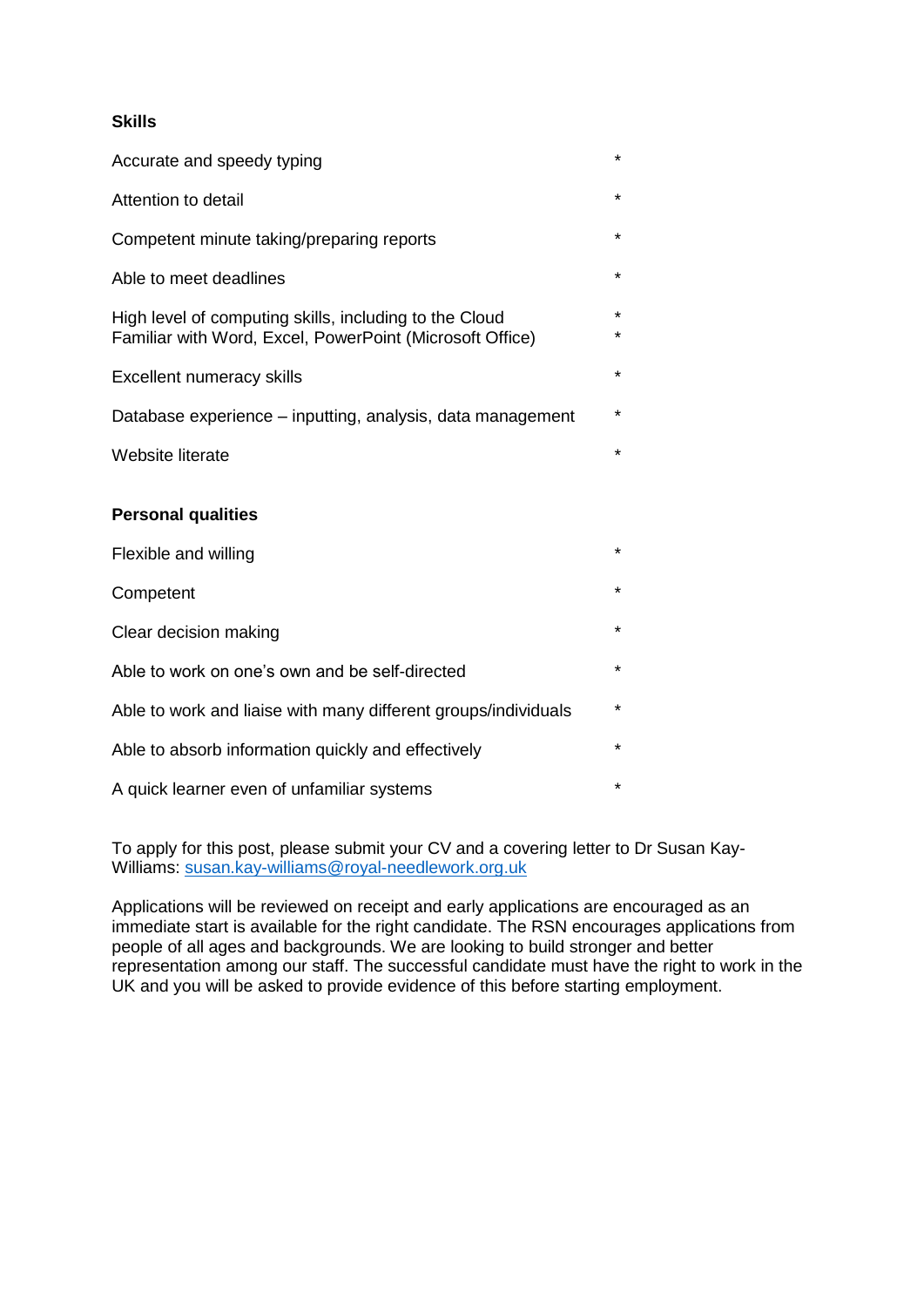**Skills**

| | |
|---|---|
| Accurate and speedy typing | * |
| Attention to detail | * |
| Competent minute taking/preparing reports | * |
| Able to meet deadlines | * |
| High level of computing skills, including to the Cloud | * |
| Familiar with Word, Excel, PowerPoint (Microsoft Office) | * |
| Excellent numeracy skills | * |
| Database experience – inputting, analysis, data management | * |
| Website literate | * |

**Personal qualities**

| | |
|---|---|
| Flexible and willing | * |
| Competent | * |
| Clear decision making | * |
| Able to work on one's own and be self-directed | * |
| Able to work and liaise with many different groups/individuals | * |
| Able to absorb information quickly and effectively | * |
| A quick learner even of unfamiliar systems | * |

To apply for this post, please submit your CV and a covering letter to Dr Susan Kay-Williams: susan.kay-williams@royal-needlework.org.uk

Applications will be reviewed on receipt and early applications are encouraged as an immediate start is available for the right candidate. The RSN encourages applications from people of all ages and backgrounds. We are looking to build stronger and better representation among our staff. The successful candidate must have the right to work in the UK and you will be asked to provide evidence of this before starting employment.